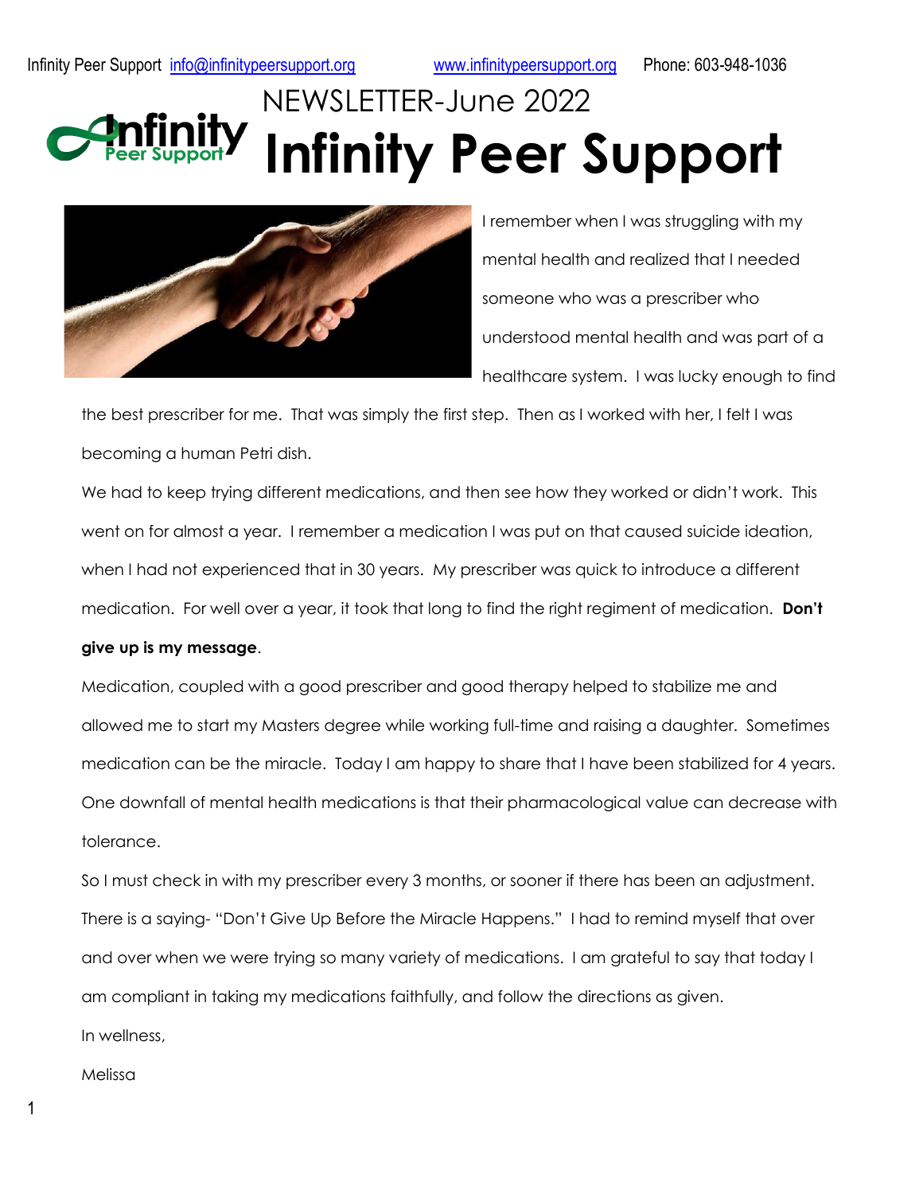Infinity Peer Support info@infinitypeersupport.org www.infinitypeersupport.org Phone: 603-948-1036

NEWSLETTER-June 2022

# Infinity Peer Support

I remember when I was struggling with my mental health and realized that I needed someone who was a prescriber who understood mental health and was part of a healthcare system. I was lucky enough to find the best prescriber for me. That was simply the first step. Then as I worked with her, I felt I was becoming a human Petri dish.

We had to keep trying different medications, and then see how they worked or didn't work. This went on for almost a year. I remember a medication I was put on that caused suicide ideation, when I had not experienced that in 30 years. My prescriber was quick to introduce a different medication. For well over a year, it took that long to find the right regiment of medication. **Don't give up is my message**.

Medication, coupled with a good prescriber and good therapy helped to stabilize me and allowed me to start my Masters degree while working full-time and raising a daughter. Sometimes medication can be the miracle. Today I am happy to share that I have been stabilized for 4 years. One downfall of mental health medications is that their pharmacological value can decrease with tolerance.

So I must check in with my prescriber every 3 months, or sooner if there has been an adjustment. There is a saying- "Don't Give Up Before the Miracle Happens." I had to remind myself that over and over when we were trying so many variety of medications. I am grateful to say that today I am compliant in taking my medications faithfully, and follow the directions as given.

In wellness,

Melissa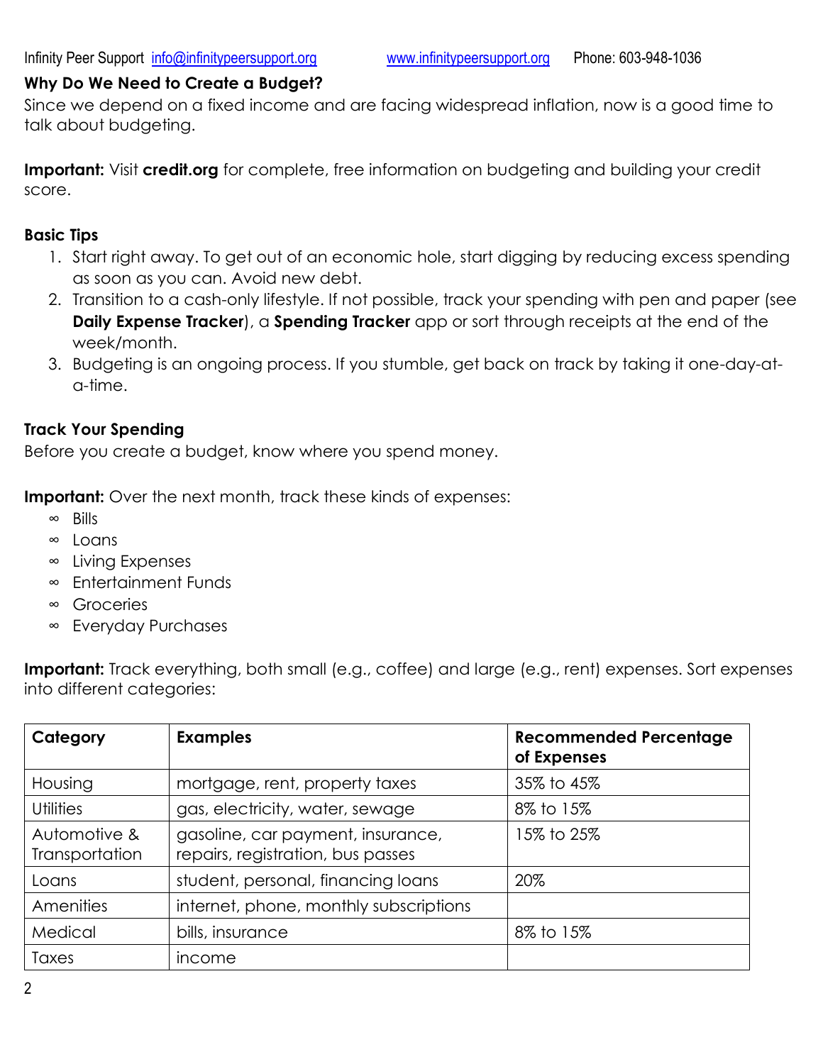## Why Do We Need to Create a Budget?

Since we depend on a fixed income and are facing widespread inflation, now is a good time to talk about budgeting.

**Important:** Visit **credit.org** for complete, free information on budgeting and building your credit score.

### Basic Tips

1. Start right away. To get out of an economic hole, start digging by reducing excess spending as soon as you can. Avoid new debt.
2. Transition to a cash-only lifestyle. If not possible, track your spending with pen and paper (see **Daily Expense Tracker**), a **Spending Tracker** app or sort through receipts at the end of the week/month.
3. Budgeting is an ongoing process. If you stumble, get back on track by taking it one-day-at-a-time.

### Track Your Spending

Before you create a budget, know where you spend money.

**Important:** Over the next month, track these kinds of expenses:

- Bills
- Loans
- Living Expenses
- Entertainment Funds
- Groceries
- Everyday Purchases

**Important:** Track everything, both small (e.g., coffee) and large (e.g., rent) expenses. Sort expenses into different categories:

| Category | Examples | Recommended Percentage of Expenses |
|---|---|---|
| Housing | mortgage, rent, property taxes | 35% to 45% |
| Utilities | gas, electricity, water, sewage | 8% to 15% |
| Automotive & Transportation | gasoline, car payment, insurance, repairs, registration, bus passes | 15% to 25% |
| Loans | student, personal, financing loans | 20% |
| Amenities | internet, phone, monthly subscriptions | |
| Medical | bills, insurance | 8% to 15% |
| Taxes | income | |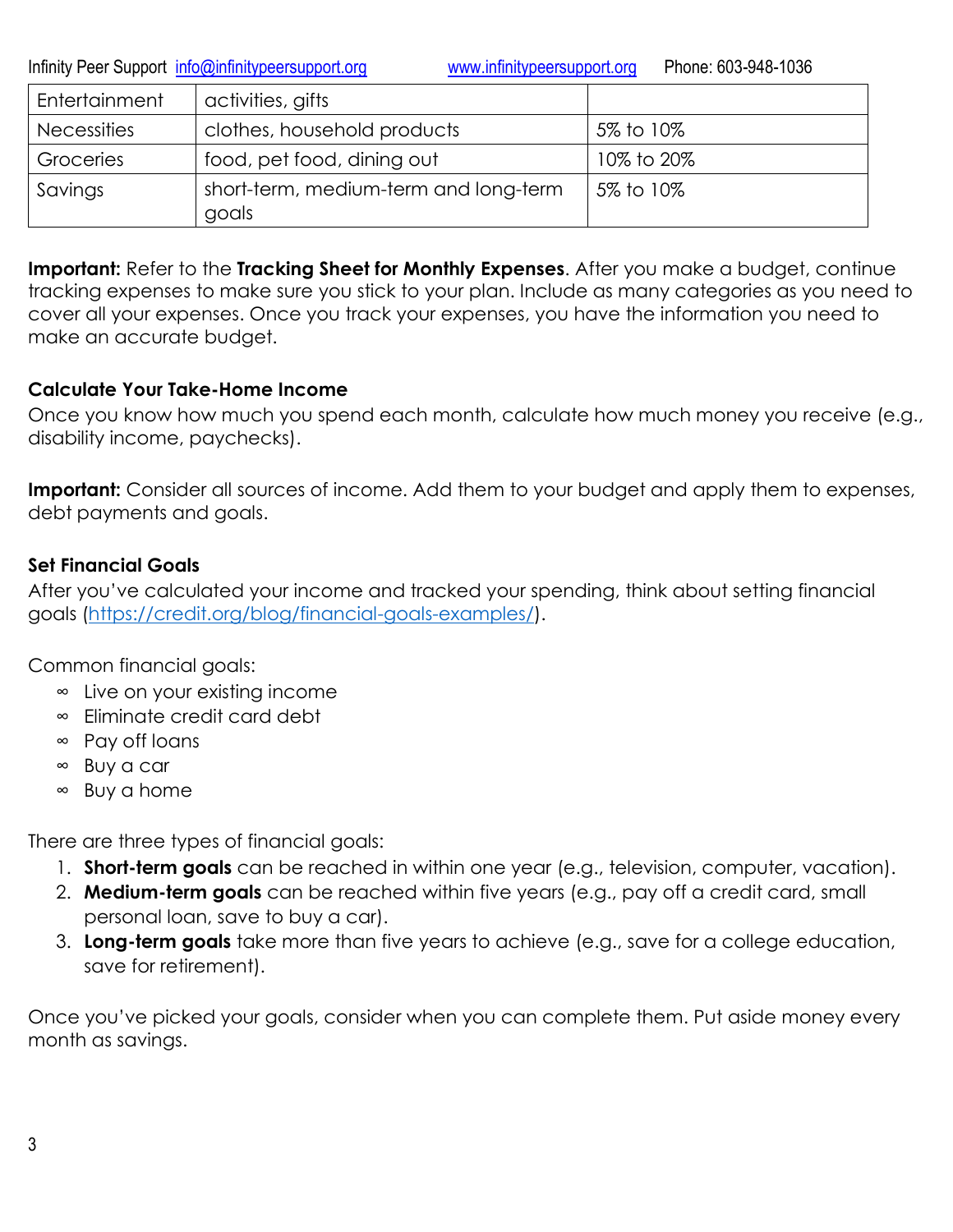| Entertainment | activities, gifts | |
| --- | --- | --- |
| Necessities | clothes, household products | 5% to 10% |
| Groceries | food, pet food, dining out | 10% to 20% |
| Savings | short-term, medium-term and long-term goals | 5% to 10% |

**Important:** Refer to the **Tracking Sheet for Monthly Expenses**. After you make a budget, continue tracking expenses to make sure you stick to your plan. Include as many categories as you need to cover all your expenses. Once you track your expenses, you have the information you need to make an accurate budget.

### Calculate Your Take-Home Income

Once you know how much you spend each month, calculate how much money you receive (e.g., disability income, paychecks).

**Important:** Consider all sources of income. Add them to your budget and apply them to expenses, debt payments and goals.

### Set Financial Goals

After you've calculated your income and tracked your spending, think about setting financial goals (https://credit.org/blog/financial-goals-examples/).

Common financial goals:

- Live on your existing income
- Eliminate credit card debt
- Pay off loans
- Buy a car
- Buy a home

There are three types of financial goals:

1. **Short-term goals** can be reached in within one year (e.g., television, computer, vacation).
2. **Medium-term goals** can be reached within five years (e.g., pay off a credit card, small personal loan, save to buy a car).
3. **Long-term goals** take more than five years to achieve (e.g., save for a college education, save for retirement).

Once you've picked your goals, consider when you can complete them. Put aside money every month as savings.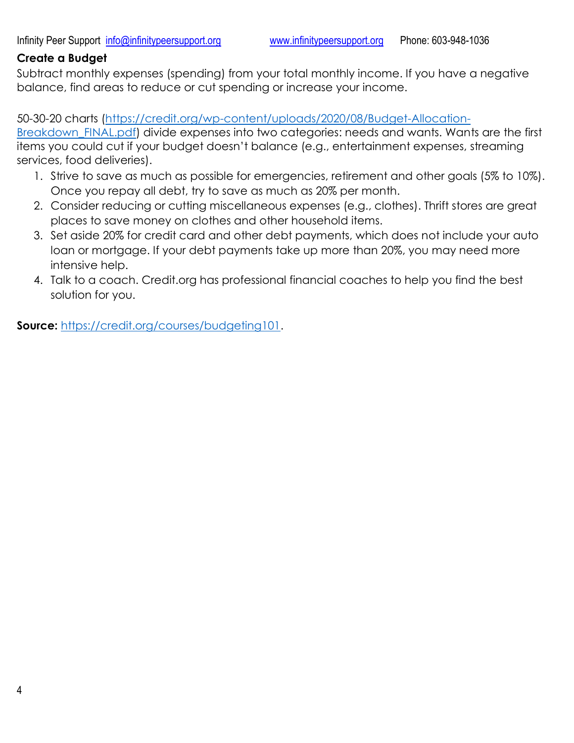**Create a Budget**

Subtract monthly expenses (spending) from your total monthly income. If you have a negative balance, find areas to reduce or cut spending or increase your income.

50-30-20 charts (https://credit.org/wp-content/uploads/2020/08/Budget-Allocation-Breakdown_FINAL.pdf) divide expenses into two categories: needs and wants. Wants are the first items you could cut if your budget doesn't balance (e.g., entertainment expenses, streaming services, food deliveries).

1. Strive to save as much as possible for emergencies, retirement and other goals (5% to 10%). Once you repay all debt, try to save as much as 20% per month.
2. Consider reducing or cutting miscellaneous expenses (e.g., clothes). Thrift stores are great places to save money on clothes and other household items.
3. Set aside 20% for credit card and other debt payments, which does not include your auto loan or mortgage. If your debt payments take up more than 20%, you may need more intensive help.
4. Talk to a coach. Credit.org has professional financial coaches to help you find the best solution for you.

**Source:** https://credit.org/courses/budgeting101.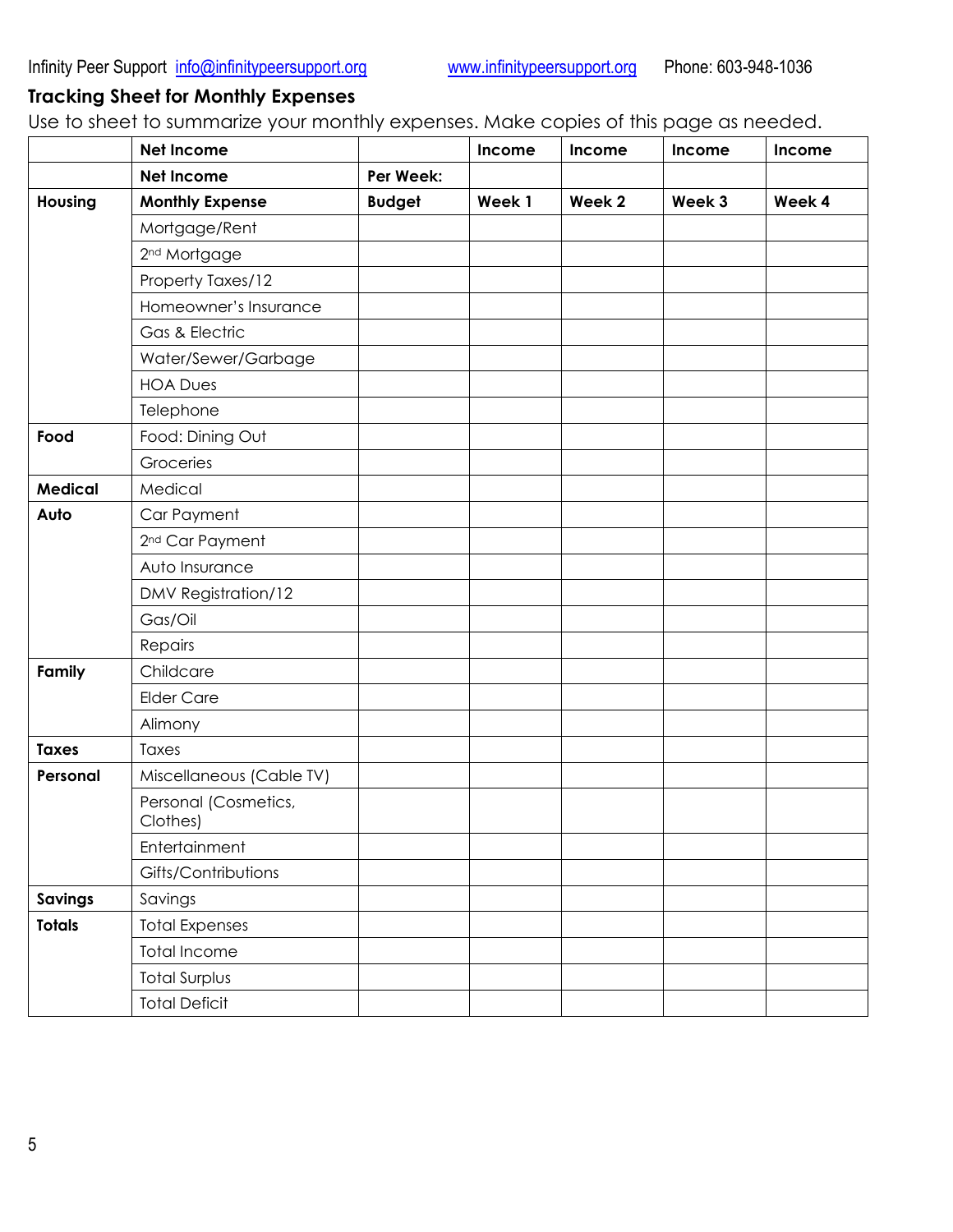Infinity Peer Support info@infinitypeersupport.org www.infinitypeersupport.org Phone: 603-948-1036

## Tracking Sheet for Monthly Expenses

Use to sheet to summarize your monthly expenses. Make copies of this page as needed.

| | **Net Income** | | **Income** | **Income** | **Income** | **Income** |
|---|---|---|---|---|---|---|
| | **Net Income** | **Per Week:** | | | | |
| **Housing** | **Monthly Expense** | **Budget** | **Week 1** | **Week 2** | **Week 3** | **Week 4** |
| | Mortgage/Rent | | | | | |
| | 2nd Mortgage | | | | | |
| | Property Taxes/12 | | | | | |
| | Homeowner's Insurance | | | | | |
| | Gas & Electric | | | | | |
| | Water/Sewer/Garbage | | | | | |
| | HOA Dues | | | | | |
| | Telephone | | | | | |
| **Food** | Food: Dining Out | | | | | |
| | Groceries | | | | | |
| **Medical** | Medical | | | | | |
| **Auto** | Car Payment | | | | | |
| | 2nd Car Payment | | | | | |
| | Auto Insurance | | | | | |
| | DMV Registration/12 | | | | | |
| | Gas/Oil | | | | | |
| | Repairs | | | | | |
| **Family** | Childcare | | | | | |
| | Elder Care | | | | | |
| | Alimony | | | | | |
| **Taxes** | Taxes | | | | | |
| **Personal** | Miscellaneous (Cable TV) | | | | | |
| | Personal (Cosmetics, Clothes) | | | | | |
| | Entertainment | | | | | |
| | Gifts/Contributions | | | | | |
| **Savings** | Savings | | | | | |
| **Totals** | Total Expenses | | | | | |
| | Total Income | | | | | |
| | Total Surplus | | | | | |
| | Total Deficit | | | | | |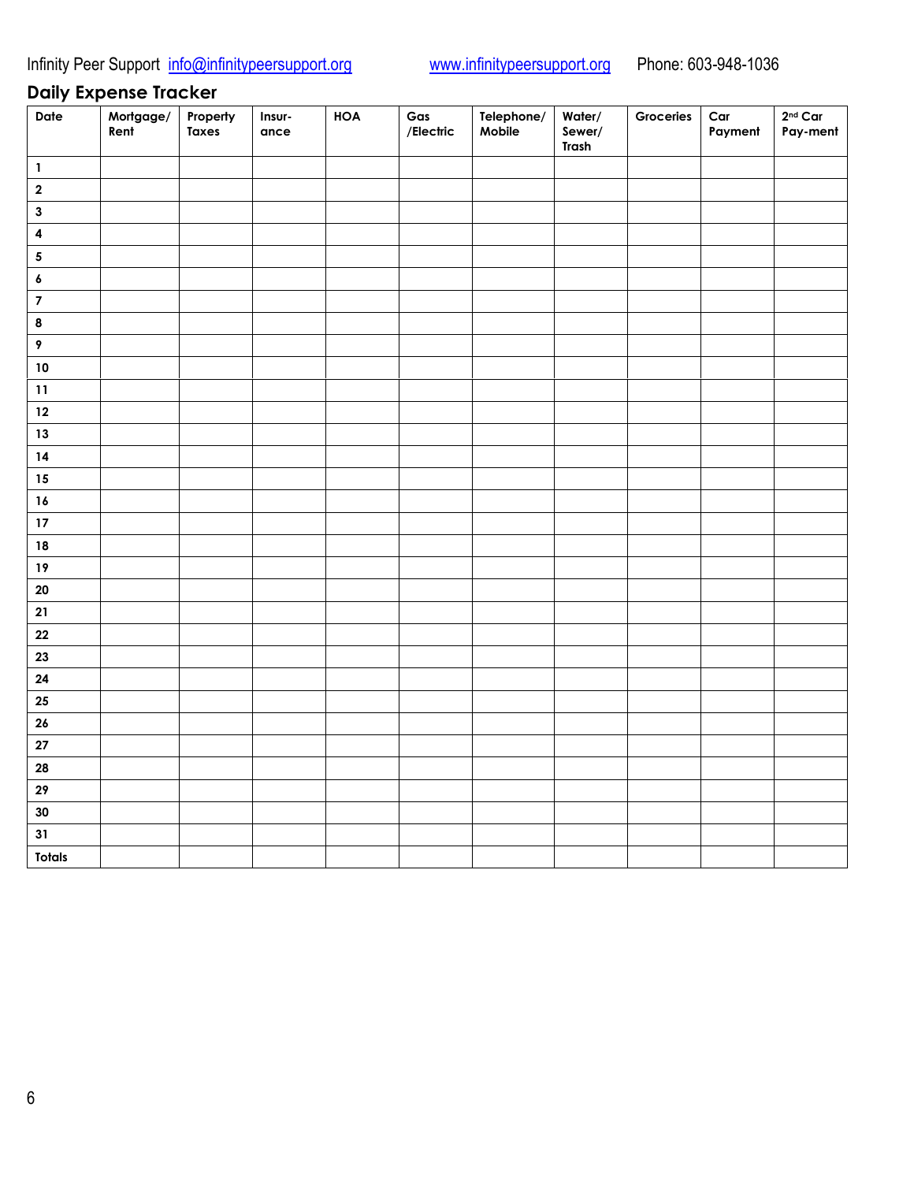Infinity Peer Support info@infinitypeersupport.org www.infinitypeersupport.org Phone: 603-948-1036

## Daily Expense Tracker

| Date | Mortgage/ Rent | Property Taxes | Insur-ance | HOA | Gas /Electric | Telephone/ Mobile | Water/ Sewer/ Trash | Groceries | Car Payment | 2nd Car Pay-ment |
|---|---|---|---|---|---|---|---|---|---|---|
| 1 | | | | | | | | | | |
| 2 | | | | | | | | | | |
| 3 | | | | | | | | | | |
| 4 | | | | | | | | | | |
| 5 | | | | | | | | | | |
| 6 | | | | | | | | | | |
| 7 | | | | | | | | | | |
| 8 | | | | | | | | | | |
| 9 | | | | | | | | | | |
| 10 | | | | | | | | | | |
| 11 | | | | | | | | | | |
| 12 | | | | | | | | | | |
| 13 | | | | | | | | | | |
| 14 | | | | | | | | | | |
| 15 | | | | | | | | | | |
| 16 | | | | | | | | | | |
| 17 | | | | | | | | | | |
| 18 | | | | | | | | | | |
| 19 | | | | | | | | | | |
| 20 | | | | | | | | | | |
| 21 | | | | | | | | | | |
| 22 | | | | | | | | | | |
| 23 | | | | | | | | | | |
| 24 | | | | | | | | | | |
| 25 | | | | | | | | | | |
| 26 | | | | | | | | | | |
| 27 | | | | | | | | | | |
| 28 | | | | | | | | | | |
| 29 | | | | | | | | | | |
| 30 | | | | | | | | | | |
| 31 | | | | | | | | | | |
| Totals | | | | | | | | | | |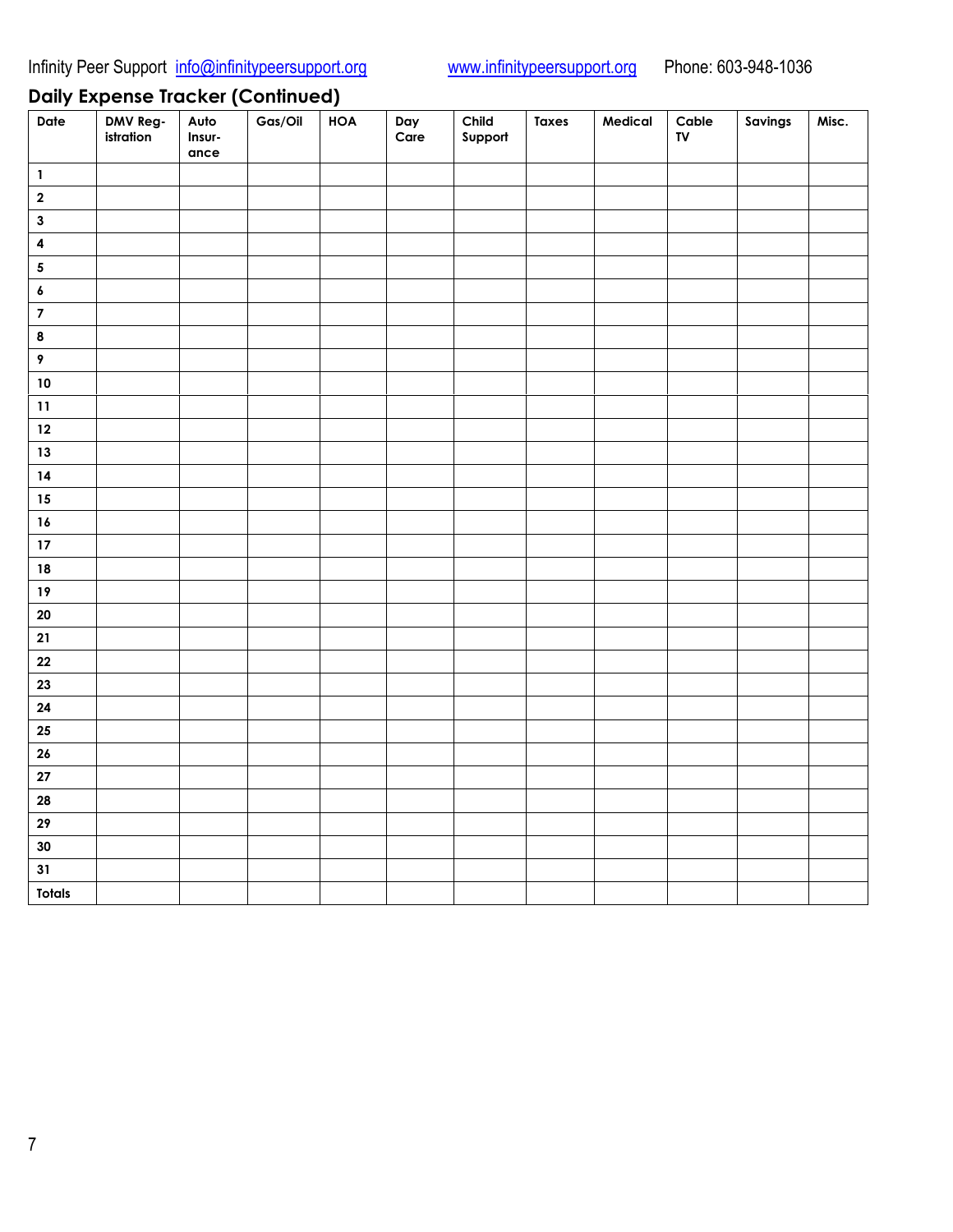Infinity Peer Support info@infinitypeersupport.org www.infinitypeersupport.org Phone: 603-948-1036

## Daily Expense Tracker (Continued)

| Date | DMV Reg-istration | Auto Insur-ance | Gas/Oil | HOA | Day Care | Child Support | Taxes | Medical | Cable TV | Savings | Misc. |
|---|---|---|---|---|---|---|---|---|---|---|---|
| 1 | | | | | | | | | | | |
| 2 | | | | | | | | | | | |
| 3 | | | | | | | | | | | |
| 4 | | | | | | | | | | | |
| 5 | | | | | | | | | | | |
| 6 | | | | | | | | | | | |
| 7 | | | | | | | | | | | |
| 8 | | | | | | | | | | | |
| 9 | | | | | | | | | | | |
| 10 | | | | | | | | | | | |
| 11 | | | | | | | | | | | |
| 12 | | | | | | | | | | | |
| 13 | | | | | | | | | | | |
| 14 | | | | | | | | | | | |
| 15 | | | | | | | | | | | |
| 16 | | | | | | | | | | | |
| 17 | | | | | | | | | | | |
| 18 | | | | | | | | | | | |
| 19 | | | | | | | | | | | |
| 20 | | | | | | | | | | | |
| 21 | | | | | | | | | | | |
| 22 | | | | | | | | | | | |
| 23 | | | | | | | | | | | |
| 24 | | | | | | | | | | | |
| 25 | | | | | | | | | | | |
| 26 | | | | | | | | | | | |
| 27 | | | | | | | | | | | |
| 28 | | | | | | | | | | | |
| 29 | | | | | | | | | | | |
| 30 | | | | | | | | | | | |
| 31 | | | | | | | | | | | |
| Totals | | | | | | | | | | | |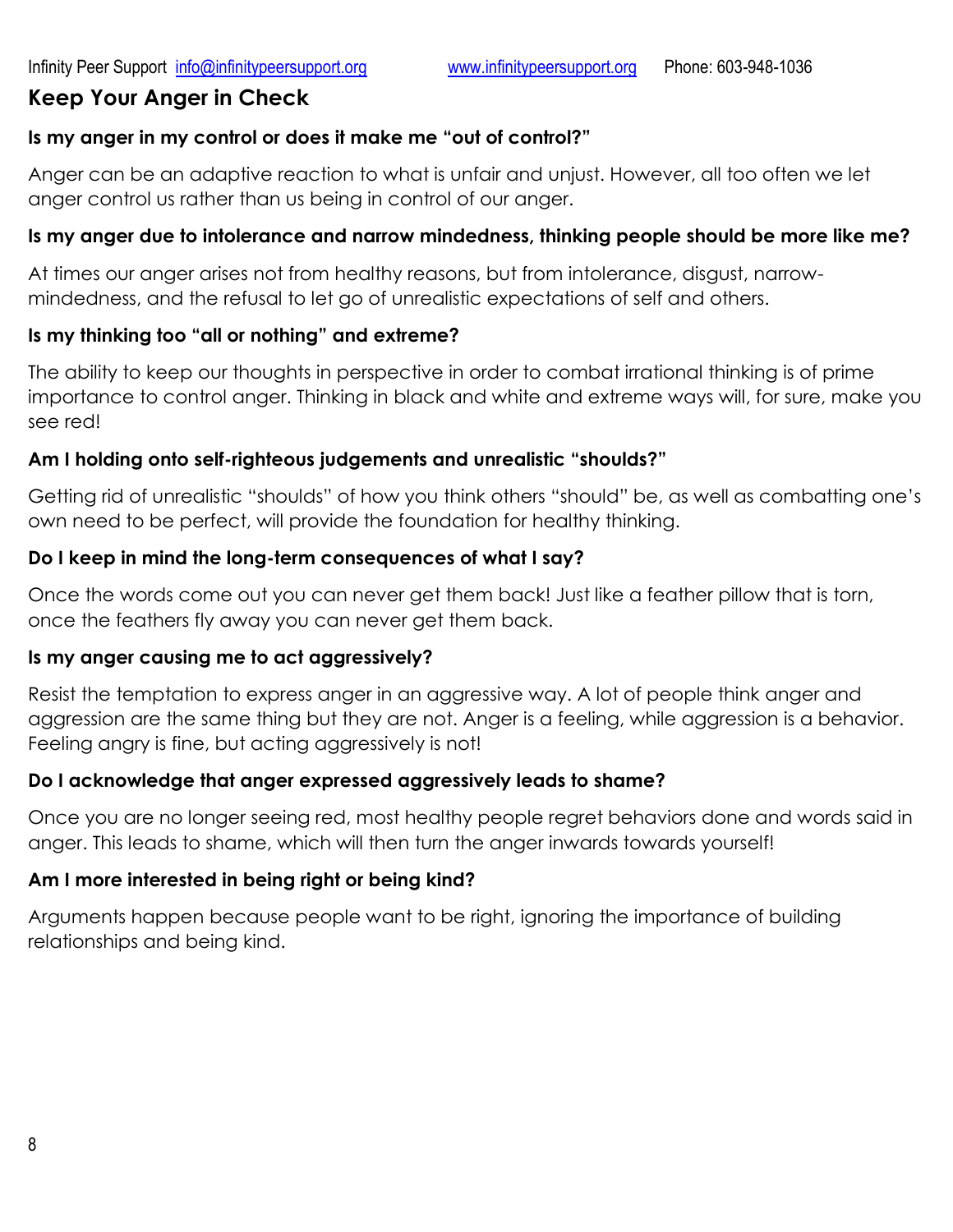## Keep Your Anger in Check

**Is my anger in my control or does it make me "out of control?"**

Anger can be an adaptive reaction to what is unfair and unjust. However, all too often we let anger control us rather than us being in control of our anger.

**Is my anger due to intolerance and narrow mindedness, thinking people should be more like me?**

At times our anger arises not from healthy reasons, but from intolerance, disgust, narrow-mindedness, and the refusal to let go of unrealistic expectations of self and others.

**Is my thinking too "all or nothing" and extreme?**

The ability to keep our thoughts in perspective in order to combat irrational thinking is of prime importance to control anger. Thinking in black and white and extreme ways will, for sure, make you see red!

**Am I holding onto self-righteous judgements and unrealistic "shoulds?"**

Getting rid of unrealistic "shoulds" of how you think others "should" be, as well as combatting one's own need to be perfect, will provide the foundation for healthy thinking.

**Do I keep in mind the long-term consequences of what I say?**

Once the words come out you can never get them back! Just like a feather pillow that is torn, once the feathers fly away you can never get them back.

**Is my anger causing me to act aggressively?**

Resist the temptation to express anger in an aggressive way. A lot of people think anger and aggression are the same thing but they are not. Anger is a feeling, while aggression is a behavior. Feeling angry is fine, but acting aggressively is not!

**Do I acknowledge that anger expressed aggressively leads to shame?**

Once you are no longer seeing red, most healthy people regret behaviors done and words said in anger. This leads to shame, which will then turn the anger inwards towards yourself!

**Am I more interested in being right or being kind?**

Arguments happen because people want to be right, ignoring the importance of building relationships and being kind.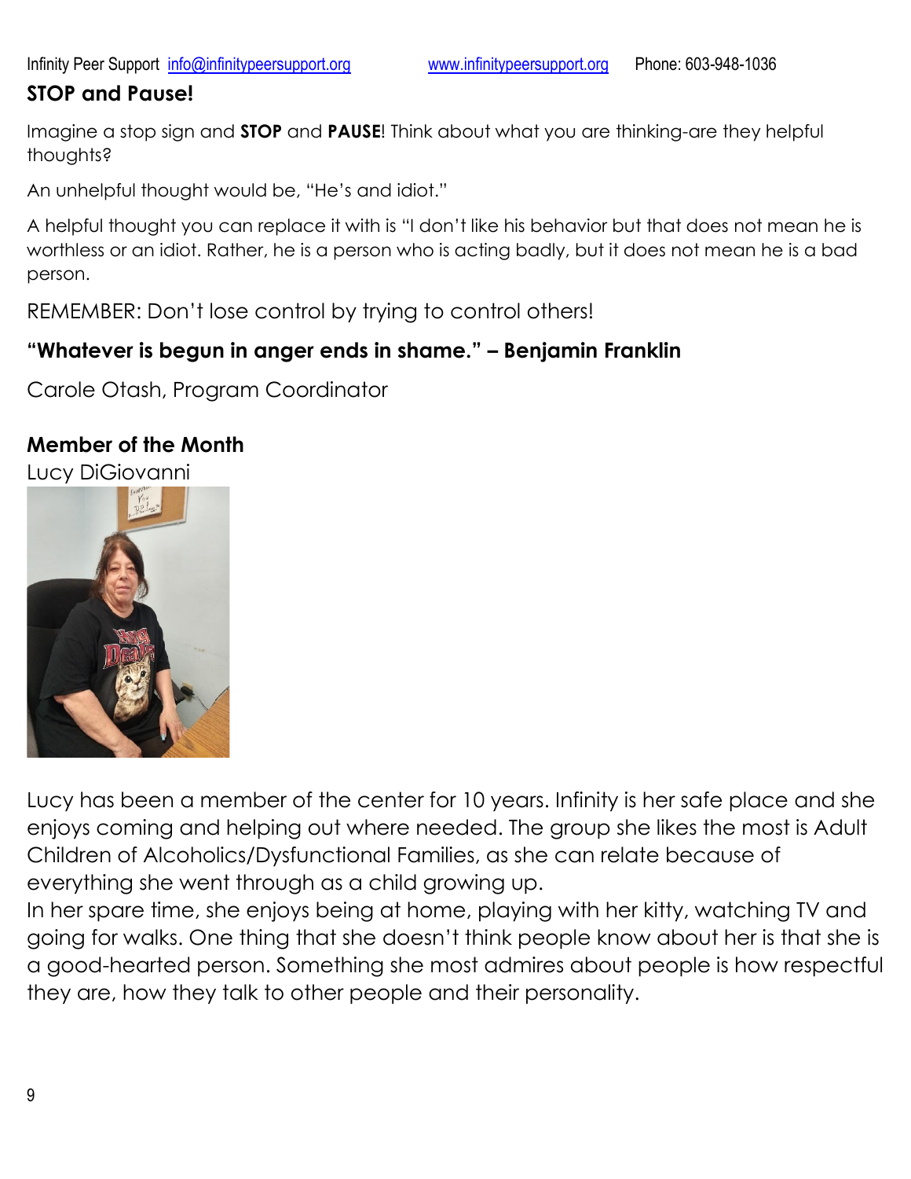## STOP and Pause!

Imagine a stop sign and **STOP** and **PAUSE**! Think about what you are thinking-are they helpful thoughts?

An unhelpful thought would be, "He's and idiot."

A helpful thought you can replace it with is "I don't like his behavior but that does not mean he is worthless or an idiot. Rather, he is a person who is acting badly, but it does not mean he is a bad person.

REMEMBER: Don't lose control by trying to control others!

**"Whatever is begun in anger ends in shame." – Benjamin Franklin**

Carole Otash, Program Coordinator

## Member of the Month

Lucy DiGiovanni

Lucy has been a member of the center for 10 years. Infinity is her safe place and she enjoys coming and helping out where needed. The group she likes the most is Adult Children of Alcoholics/Dysfunctional Families, as she can relate because of everything she went through as a child growing up.

In her spare time, she enjoys being at home, playing with her kitty, watching TV and going for walks. One thing that she doesn't think people know about her is that she is a good-hearted person. Something she most admires about people is how respectful they are, how they talk to other people and their personality.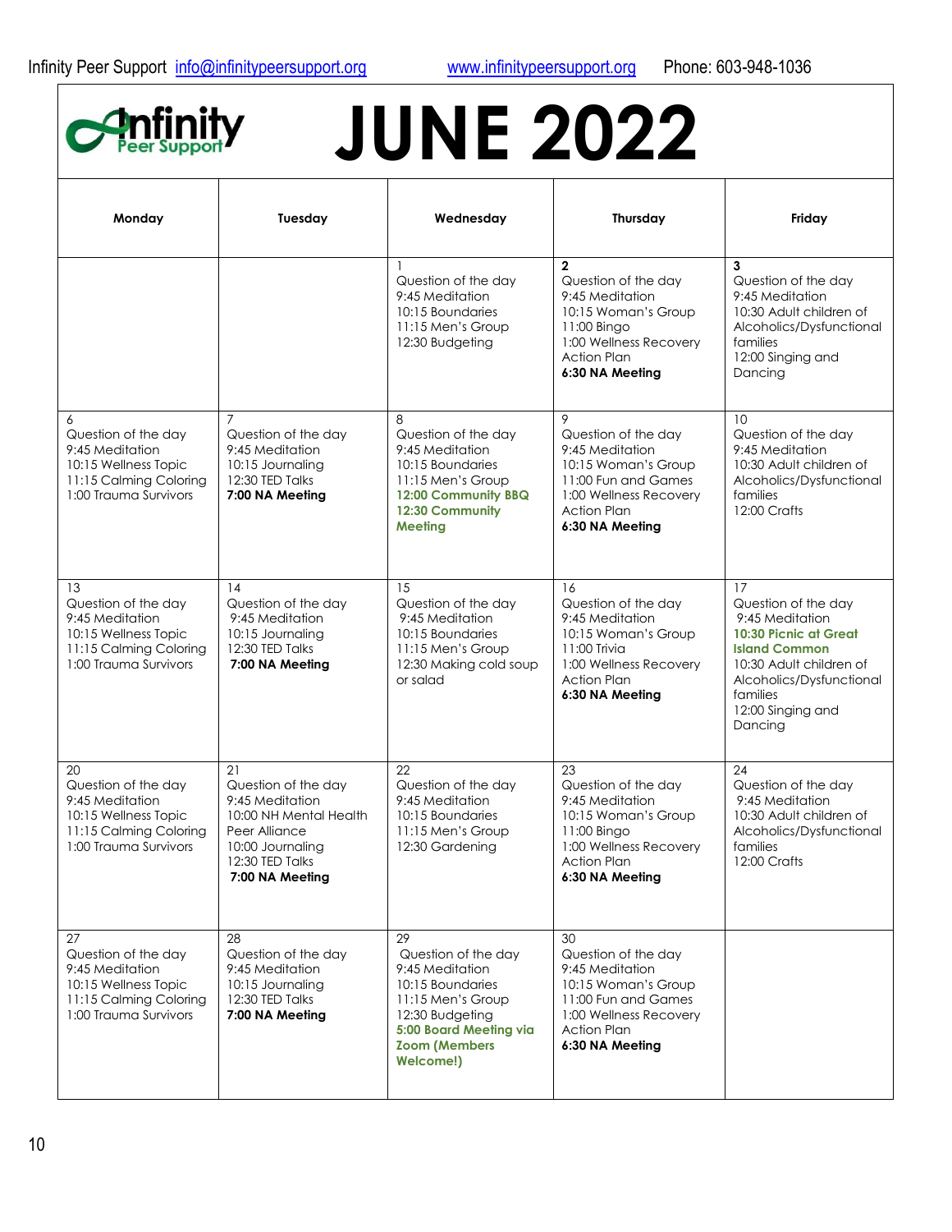Infinity Peer Support info@infinitypeersupport.org www.infinitypeersupport.org Phone: 603-948-1036

# JUNE 2022

| Monday | Tuesday | Wednesday | Thursday | Friday |
|---|---|---|---|---|
| | | 1<br>Question of the day<br>9:45 Meditation<br>10:15 Boundaries<br>11:15 Men's Group<br>12:30 Budgeting | **2**<br>Question of the day<br>9:45 Meditation<br>10:15 Woman's Group<br>11:00 Bingo<br>1:00 Wellness Recovery Action Plan<br>**6:30 NA Meeting** | **3**<br>Question of the day<br>9:45 Meditation<br>10:30 Adult children of Alcoholics/Dysfunctional families<br>12:00 Singing and Dancing |
| 6<br>Question of the day<br>9:45 Meditation<br>10:15 Wellness Topic<br>11:15 Calming Coloring<br>1:00 Trauma Survivors | 7<br>Question of the day<br>9:45 Meditation<br>10:15 Journaling<br>12:30 TED Talks<br>**7:00 NA Meeting** | 8<br>Question of the day<br>9:45 Meditation<br>10:15 Boundaries<br>11:15 Men's Group<br>**12:00 Community BBQ**<br>**12:30 Community Meeting** | 9<br>Question of the day<br>9:45 Meditation<br>10:15 Woman's Group<br>11:00 Fun and Games<br>1:00 Wellness Recovery Action Plan<br>**6:30 NA Meeting** | 10<br>Question of the day<br>9:45 Meditation<br>10:30 Adult children of Alcoholics/Dysfunctional families<br>12:00 Crafts |
| 13<br>Question of the day<br>9:45 Meditation<br>10:15 Wellness Topic<br>11:15 Calming Coloring<br>1:00 Trauma Survivors | 14<br>Question of the day<br>9:45 Meditation<br>10:15 Journaling<br>12:30 TED Talks<br>**7:00 NA Meeting** | 15<br>Question of the day<br>9:45 Meditation<br>10:15 Boundaries<br>11:15 Men's Group<br>12:30 Making cold soup or salad | 16<br>Question of the day<br>9:45 Meditation<br>10:15 Woman's Group<br>11:00 Trivia<br>1:00 Wellness Recovery Action Plan<br>**6:30 NA Meeting** | 17<br>Question of the day<br>9:45 Meditation<br>**10:30 Picnic at Great Island Common**<br>10:30 Adult children of Alcoholics/Dysfunctional families<br>12:00 Singing and Dancing |
| 20<br>Question of the day<br>9:45 Meditation<br>10:15 Wellness Topic<br>11:15 Calming Coloring<br>1:00 Trauma Survivors | 21<br>Question of the day<br>9:45 Meditation<br>10:00 NH Mental Health Peer Alliance<br>10:00 Journaling<br>12:30 TED Talks<br>**7:00 NA Meeting** | 22<br>Question of the day<br>9:45 Meditation<br>10:15 Boundaries<br>11:15 Men's Group<br>12:30 Gardening | 23<br>Question of the day<br>9:45 Meditation<br>10:15 Woman's Group<br>11:00 Bingo<br>1:00 Wellness Recovery Action Plan<br>**6:30 NA Meeting** | 24<br>Question of the day<br>9:45 Meditation<br>10:30 Adult children of Alcoholics/Dysfunctional families<br>12:00 Crafts |
| 27<br>Question of the day<br>9:45 Meditation<br>10:15 Wellness Topic<br>11:15 Calming Coloring<br>1:00 Trauma Survivors | 28<br>Question of the day<br>9:45 Meditation<br>10:15 Journaling<br>12:30 TED Talks<br>**7:00 NA Meeting** | 29<br>Question of the day<br>9:45 Meditation<br>10:15 Boundaries<br>11:15 Men's Group<br>12:30 Budgeting<br>**5:00 Board Meeting via Zoom (Members Welcome!)** | 30<br>Question of the day<br>9:45 Meditation<br>10:15 Woman's Group<br>11:00 Fun and Games<br>1:00 Wellness Recovery Action Plan<br>**6:30 NA Meeting** | |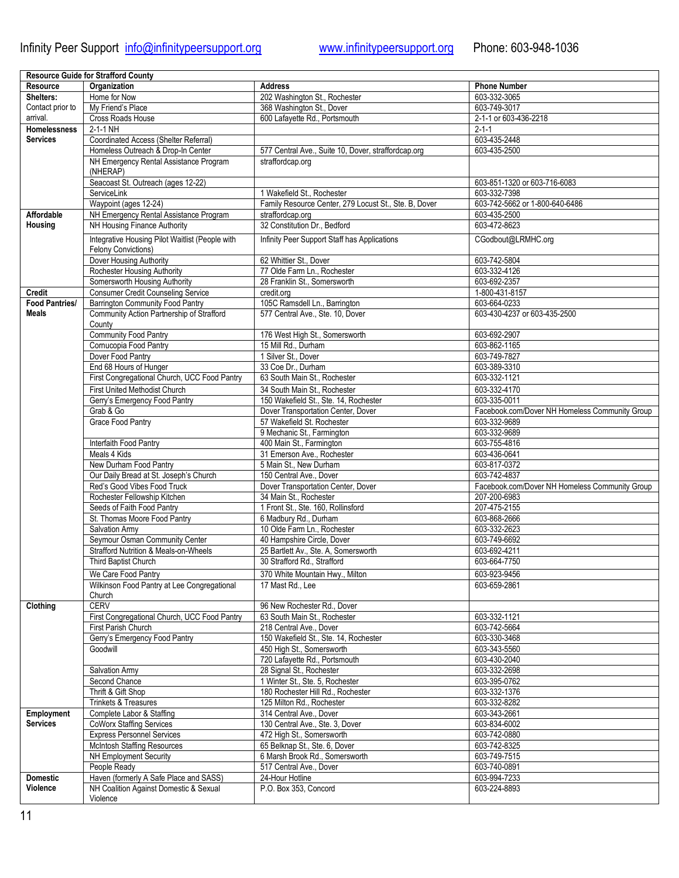Infinity Peer Support info@infinitypeersupport.org www.infinitypeersupport.org Phone: 603-948-1036

| Resource Guide for Strafford County | | | |
|---|---|---|---|
| **Resource** | **Organization** | **Address** | **Phone Number** |
| **Shelters:** | Home for Now | 202 Washington St., Rochester | 603-332-3065 |
| Contact prior to | My Friend's Place | 368 Washington St., Dover | 603-749-3017 |
| arrival. | Cross Roads House | 600 Lafayette Rd., Portsmouth | 2-1-1 or 603-436-2218 |
| **Homelessness Services** | 2-1-1 NH | | 2-1-1 |
| | Coordinated Access (Shelter Referral) | | 603-435-2448 |
| | Homeless Outreach & Drop-In Center | 577 Central Ave., Suite 10, Dover, straffordcap.org | 603-435-2500 |
| | NH Emergency Rental Assistance Program (NHERAP) | straffordcap.org | |
| | Seacoast St. Outreach (ages 12-22) | | 603-851-1320 or 603-716-6083 |
| | ServiceLink | 1 Wakefield St., Rochester | 603-332-7398 |
| | Waypoint (ages 12-24) | Family Resource Center, 279 Locust St., Ste. B, Dover | 603-742-5662 or 1-800-640-6486 |
| **Affordable Housing** | NH Emergency Rental Assistance Program | straffordcap.org | 603-435-2500 |
| | NH Housing Finance Authority | 32 Constitution Dr., Bedford | 603-472-8623 |
| | Integrative Housing Pilot Waitlist (People with Felony Convictions) | Infinity Peer Support Staff has Applications | CGodbout@LRMHC.org |
| | Dover Housing Authority | 62 Whittier St., Dover | 603-742-5804 |
| | Rochester Housing Authority | 77 Olde Farm Ln., Rochester | 603-332-4126 |
| | Somersworth Housing Authority | 28 Franklin St., Somersworth | 603-692-2357 |
| **Credit** | Consumer Credit Counseling Service | credit.org | 1-800-431-8157 |
| **Food Pantries/ Meals** | Barrington Community Food Pantry | 105C Ramsdell Ln., Barrington | 603-664-0233 |
| | Community Action Partnership of Strafford County | 577 Central Ave., Ste. 10, Dover | 603-430-4237 or 603-435-2500 |
| | Community Food Pantry | 176 West High St., Somersworth | 603-692-2907 |
| | Cornucopia Food Pantry | 15 Mill Rd., Durham | 603-862-1165 |
| | Dover Food Pantry | 1 Silver St., Dover | 603-749-7827 |
| | End 68 Hours of Hunger | 33 Coe Dr., Durham | 603-389-3310 |
| | First Congregational Church, UCC Food Pantry | 63 South Main St., Rochester | 603-332-1121 |
| | First United Methodist Church | 34 South Main St., Rochester | 603-332-4170 |
| | Gerry's Emergency Food Pantry | 150 Wakefield St., Ste. 14, Rochester | 603-335-0011 |
| | Grab & Go | Dover Transportation Center, Dover | Facebook.com/Dover NH Homeless Community Group |
| | Grace Food Pantry | 57 Wakefield St. Rochester | 603-332-9689 |
| | | 9 Mechanic St., Farmington | 603-332-9689 |
| | Interfaith Food Pantry | 400 Main St., Farmington | 603-755-4816 |
| | Meals 4 Kids | 31 Emerson Ave., Rochester | 603-436-0641 |
| | New Durham Food Pantry | 5 Main St., New Durham | 603-817-0372 |
| | Our Daily Bread at St. Joseph's Church | 150 Central Ave., Dover | 603-742-4837 |
| | Red's Good Vibes Food Truck | Dover Transportation Center, Dover | Facebook.com/Dover NH Homeless Community Group |
| | Rochester Fellowship Kitchen | 34 Main St., Rochester | 207-200-6983 |
| | Seeds of Faith Food Pantry | 1 Front St., Ste. 160, Rollinsford | 207-475-2155 |
| | St. Thomas Moore Food Pantry | 6 Madbury Rd., Durham | 603-868-2666 |
| | Salvation Army | 10 Olde Farm Ln., Rochester | 603-332-2623 |
| | Seymour Osman Community Center | 40 Hampshire Circle, Dover | 603-749-6692 |
| | Strafford Nutrition & Meals-on-Wheels | 25 Bartlett Av., Ste. A, Somersworth | 603-692-4211 |
| | Third Baptist Church | 30 Strafford Rd., Strafford | 603-664-7750 |
| | We Care Food Pantry | 370 White Mountain Hwy., Milton | 603-923-9456 |
| | Wilkinson Food Pantry at Lee Congregational Church | 17 Mast Rd., Lee | 603-659-2861 |
| **Clothing** | CERV | 96 New Rochester Rd., Dover | |
| | First Congregational Church, UCC Food Pantry | 63 South Main St., Rochester | 603-332-1121 |
| | First Parish Church | 218 Central Ave., Dover | 603-742-5664 |
| | Gerry's Emergency Food Pantry | 150 Wakefield St., Ste. 14, Rochester | 603-330-3468 |
| | Goodwill | 450 High St., Somersworth | 603-343-5560 |
| | | 720 Lafayette Rd., Portsmouth | 603-430-2040 |
| | Salvation Army | 28 Signal St., Rochester | 603-332-2698 |
| | Second Chance | 1 Winter St., Ste. 5, Rochester | 603-395-0762 |
| | Thrift & Gift Shop | 180 Rochester Hill Rd., Rochester | 603-332-1376 |
| | Trinkets & Treasures | 125 Milton Rd., Rochester | 603-332-8282 |
| **Employment Services** | Complete Labor & Staffing | 314 Central Ave., Dover | 603-343-2661 |
| | CoWorx Staffing Services | 130 Central Ave., Ste. 3, Dover | 603-834-6002 |
| | Express Personnel Services | 472 High St., Somersworth | 603-742-0880 |
| | McIntosh Staffing Resources | 65 Belknap St., Ste. 6, Dover | 603-742-8325 |
| | NH Employment Security | 6 Marsh Brook Rd., Somersworth | 603-749-7515 |
| | People Ready | 517 Central Ave., Dover | 603-740-0891 |
| **Domestic Violence** | Haven (formerly A Safe Place and SASS) | 24-Hour Hotline | 603-994-7233 |
| | NH Coalition Against Domestic & Sexual Violence | P.O. Box 353, Concord | 603-224-8893 |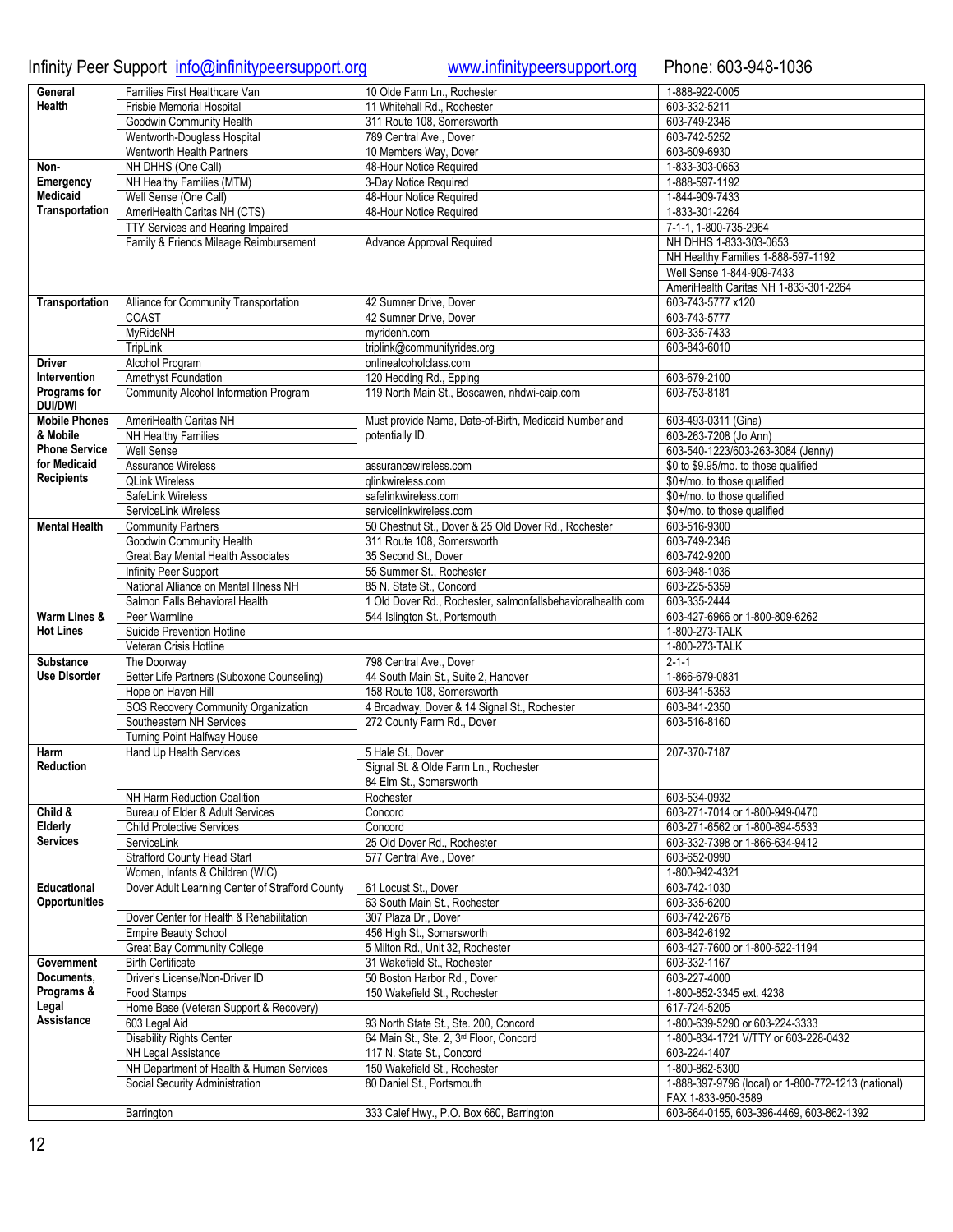Infinity Peer Support info@infinitypeersupport.org www.infinitypeersupport.org Phone: 603-948-1036

| | | | |
|---|---|---|---|
| **General Health** | Families First Healthcare Van | 10 Olde Farm Ln., Rochester | 1-888-922-0005 |
| | Frisbie Memorial Hospital | 11 Whitehall Rd., Rochester | 603-332-5211 |
| | Goodwin Community Health | 311 Route 108, Somersworth | 603-749-2346 |
| | Wentworth-Douglass Hospital | 789 Central Ave., Dover | 603-742-5252 |
| | Wentworth Health Partners | 10 Members Way, Dover | 603-609-6930 |
| **Non-Emergency Medicaid Transportation** | NH DHHS (One Call) | 48-Hour Notice Required | 1-833-303-0653 |
| | NH Healthy Families (MTM) | 3-Day Notice Required | 1-888-597-1192 |
| | Well Sense (One Call) | 48-Hour Notice Required | 1-844-909-7433 |
| | AmeriHealth Caritas NH (CTS) | 48-Hour Notice Required | 1-833-301-2264 |
| | TTY Services and Hearing Impaired | | 7-1-1, 1-800-735-2964 |
| | Family & Friends Mileage Reimbursement | Advance Approval Required | NH DHHS 1-833-303-0653 |
| | | | NH Healthy Families 1-888-597-1192 |
| | | | Well Sense 1-844-909-7433 |
| | | | AmeriHealth Caritas NH 1-833-301-2264 |
| **Transportation** | Alliance for Community Transportation | 42 Sumner Drive, Dover | 603-743-5777 x120 |
| | COAST | 42 Sumner Drive, Dover | 603-743-5777 |
| | MyRideNH | myridenh.com | 603-335-7433 |
| | TripLink | triplink@communityrides.org | 603-843-6010 |
| **Driver Intervention Programs for DUI/DWI** | Alcohol Program | onlinealcoholclass.com | |
| | Amethyst Foundation | 120 Hedding Rd., Epping | 603-679-2100 |
| | Community Alcohol Information Program | 119 North Main St., Boscawen, nhdwi-caip.com | 603-753-8181 |
| **Mobile Phones & Mobile Phone Service for Medicaid Recipients** | AmeriHealth Caritas NH | Must provide Name, Date-of-Birth, Medicaid Number and potentially ID. | 603-493-0311 (Gina) |
| | NH Healthy Families | | 603-263-7208 (Jo Ann) |
| | Well Sense | | 603-540-1223/603-263-3084 (Jenny) |
| | Assurance Wireless | assurancewireless.com | $0 to $9.95/mo. to those qualified |
| | QLink Wireless | qlinkwireless.com | $0+/mo. to those qualified |
| | SafeLink Wireless | safelinkwireless.com | $0+/mo. to those qualified |
| | ServiceLink Wireless | servicelinkwireless.com | $0+/mo. to those qualified |
| **Mental Health** | Community Partners | 50 Chestnut St., Dover & 25 Old Dover Rd., Rochester | 603-516-9300 |
| | Goodwin Community Health | 311 Route 108, Somersworth | 603-749-2346 |
| | Great Bay Mental Health Associates | 35 Second St., Dover | 603-742-9200 |
| | Infinity Peer Support | 55 Summer St., Rochester | 603-948-1036 |
| | National Alliance on Mental Illness NH | 85 N. State St., Concord | 603-225-5359 |
| | Salmon Falls Behavioral Health | 1 Old Dover Rd., Rochester, salmonfallsbehavioralhealth.com | 603-335-2444 |
| **Warm Lines & Hot Lines** | Peer Warmline | 544 Islington St., Portsmouth | 603-427-6966 or 1-800-809-6262 |
| | Suicide Prevention Hotline | | 1-800-273-TALK |
| | Veteran Crisis Hotline | | 1-800-273-TALK |
| **Substance Use Disorder** | The Doorway | 798 Central Ave., Dover | 2-1-1 |
| | Better Life Partners (Suboxone Counseling) | 44 South Main St., Suite 2, Hanover | 1-866-679-0831 |
| | Hope on Haven Hill | 158 Route 108, Somersworth | 603-841-5353 |
| | SOS Recovery Community Organization | 4 Broadway, Dover & 14 Signal St., Rochester | 603-841-2350 |
| | Southeastern NH Services | 272 County Farm Rd., Dover | 603-516-8160 |
| | Turning Point Halfway House | | |
| **Harm Reduction** | Hand Up Health Services | 5 Hale St., Dover | 207-370-7187 |
| | | Signal St. & Olde Farm Ln., Rochester | |
| | | 84 Elm St., Somersworth | |
| | NH Harm Reduction Coalition | Rochester | 603-534-0932 |
| **Child & Elderly Services** | Bureau of Elder & Adult Services | Concord | 603-271-7014 or 1-800-949-0470 |
| | Child Protective Services | Concord | 603-271-6562 or 1-800-894-5533 |
| | ServiceLink | 25 Old Dover Rd., Rochester | 603-332-7398 or 1-866-634-9412 |
| | Strafford County Head Start | 577 Central Ave., Dover | 603-652-0990 |
| | Women, Infants & Children (WIC) | | 1-800-942-4321 |
| **Educational Opportunities** | Dover Adult Learning Center of Strafford County | 61 Locust St., Dover | 603-742-1030 |
| | | 63 South Main St., Rochester | 603-335-6200 |
| | Dover Center for Health & Rehabilitation | 307 Plaza Dr., Dover | 603-742-2676 |
| | Empire Beauty School | 456 High St., Somersworth | 603-842-6192 |
| | Great Bay Community College | 5 Milton Rd., Unit 32, Rochester | 603-427-7600 or 1-800-522-1194 |
| **Government Documents, Programs & Legal Assistance** | Birth Certificate | 31 Wakefield St., Rochester | 603-332-1167 |
| | Driver's License/Non-Driver ID | 50 Boston Harbor Rd., Dover | 603-227-4000 |
| | Food Stamps | 150 Wakefield St., Rochester | 1-800-852-3345 ext. 4238 |
| | Home Base (Veteran Support & Recovery) | | 617-724-5205 |
| | 603 Legal Aid | 93 North State St., Ste. 200, Concord | 1-800-639-5290 or 603-224-3333 |
| | Disability Rights Center | 64 Main St., Ste. 2, 3rd Floor, Concord | 1-800-834-1721 V/TTY or 603-228-0432 |
| | NH Legal Assistance | 117 N. State St., Concord | 603-224-1407 |
| | NH Department of Health & Human Services | 150 Wakefield St., Rochester | 1-800-862-5300 |
| | Social Security Administration | 80 Daniel St., Portsmouth | 1-888-397-9796 (local) or 1-800-772-1213 (national) FAX 1-833-950-3589 |
| | Barrington | 333 Calef Hwy., P.O. Box 660, Barrington | 603-664-0155, 603-396-4469, 603-862-1392 |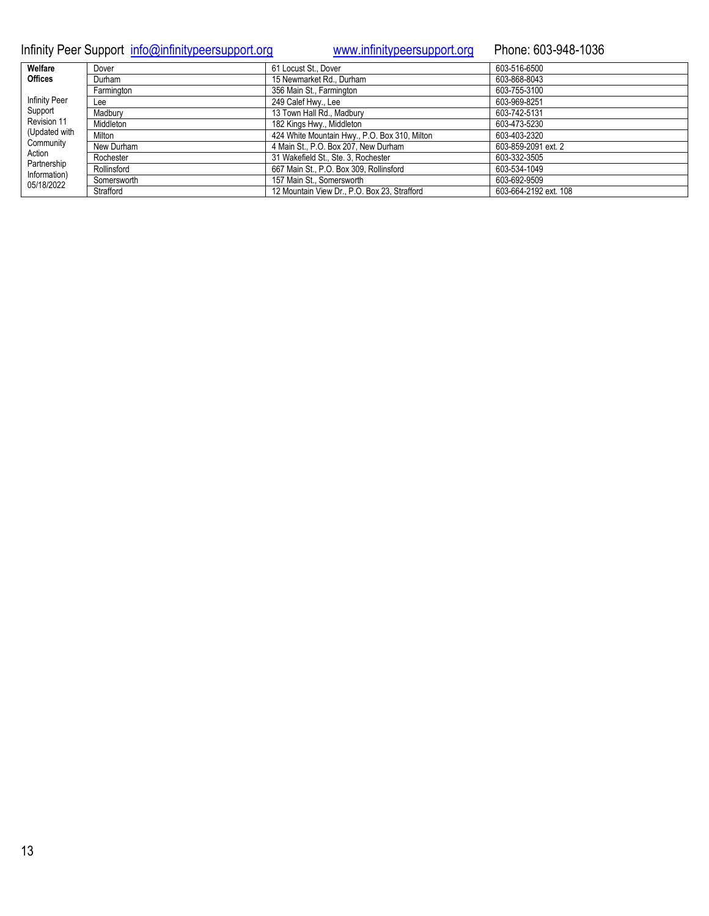| **Welfare Offices**<br><br>Infinity Peer Support Revision 11 (Updated with Community Action Partnership Information) 05/18/2022 | Dover | 61 Locust St., Dover | 603-516-6500 |
|---|---|---|---|
| | Durham | 15 Newmarket Rd., Durham | 603-868-8043 |
| | Farmington | 356 Main St., Farmington | 603-755-3100 |
| | Lee | 249 Calef Hwy., Lee | 603-969-8251 |
| | Madbury | 13 Town Hall Rd., Madbury | 603-742-5131 |
| | Middleton | 182 Kings Hwy., Middleton | 603-473-5230 |
| | Milton | 424 White Mountain Hwy., P.O. Box 310, Milton | 603-403-2320 |
| | New Durham | 4 Main St., P.O. Box 207, New Durham | 603-859-2091 ext. 2 |
| | Rochester | 31 Wakefield St., Ste. 3, Rochester | 603-332-3505 |
| | Rollinsford | 667 Main St., P.O. Box 309, Rollinsford | 603-534-1049 |
| | Somersworth | 157 Main St., Somersworth | 603-692-9509 |
| | Strafford | 12 Mountain View Dr., P.O. Box 23, Strafford | 603-664-2192 ext. 108 |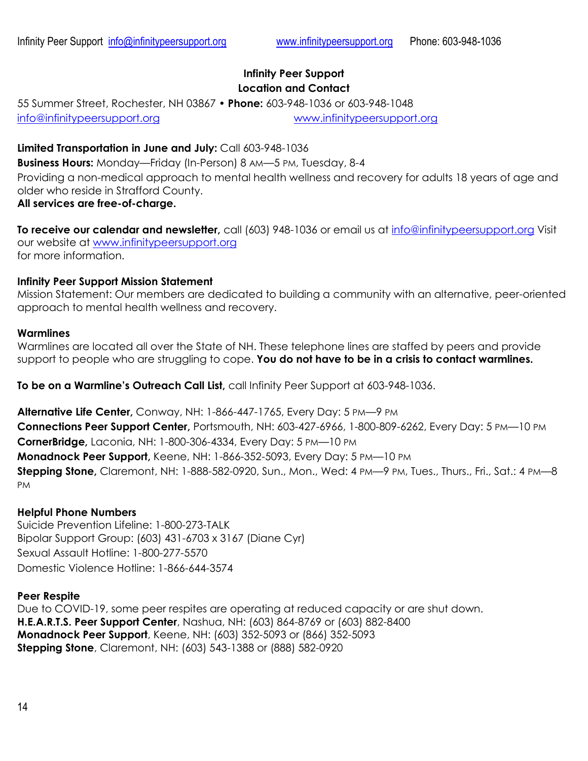## Infinity Peer Support
## Location and Contact

55 Summer Street, Rochester, NH 03867 • **Phone:** 603-948-1036 or 603-948-1048
info@infinitypeersupport.org www.infinitypeersupport.org

**Limited Transportation in June and July:** Call 603-948-1036
**Business Hours:** Monday—Friday (In-Person) 8 AM—5 PM, Tuesday, 8-4
Providing a non-medical approach to mental health wellness and recovery for adults 18 years of age and older who reside in Strafford County.
**All services are free-of-charge.**

**To receive our calendar and newsletter,** call (603) 948-1036 or email us at info@infinitypeersupport.org Visit our website at www.infinitypeersupport.org
for more information.

**Infinity Peer Support Mission Statement**
Mission Statement: Our members are dedicated to building a community with an alternative, peer-oriented approach to mental health wellness and recovery.

**Warmlines**
Warmlines are located all over the State of NH. These telephone lines are staffed by peers and provide support to people who are struggling to cope. **You do not have to be in a crisis to contact warmlines.**

**To be on a Warmline's Outreach Call List,** call Infinity Peer Support at 603-948-1036.

**Alternative Life Center,** Conway, NH: 1-866-447-1765, Every Day: 5 PM—9 PM
**Connections Peer Support Center,** Portsmouth, NH: 603-427-6966, 1-800-809-6262, Every Day: 5 PM—10 PM
**CornerBridge,** Laconia, NH: 1-800-306-4334, Every Day: 5 PM—10 PM
**Monadnock Peer Support,** Keene, NH: 1-866-352-5093, Every Day: 5 PM—10 PM
**Stepping Stone,** Claremont, NH: 1-888-582-0920, Sun., Mon., Wed: 4 PM—9 PM, Tues., Thurs., Fri., Sat.: 4 PM—8 PM

**Helpful Phone Numbers**
Suicide Prevention Lifeline: 1-800-273-TALK
Bipolar Support Group: (603) 431-6703 x 3167 (Diane Cyr)
Sexual Assault Hotline: 1-800-277-5570
Domestic Violence Hotline: 1-866-644-3574

**Peer Respite**
Due to COVID-19, some peer respites are operating at reduced capacity or are shut down.
**H.E.A.R.T.S. Peer Support Center**, Nashua, NH: (603) 864-8769 or (603) 882-8400
**Monadnock Peer Support**, Keene, NH: (603) 352-5093 or (866) 352-5093
**Stepping Stone**, Claremont, NH: (603) 543-1388 or (888) 582-0920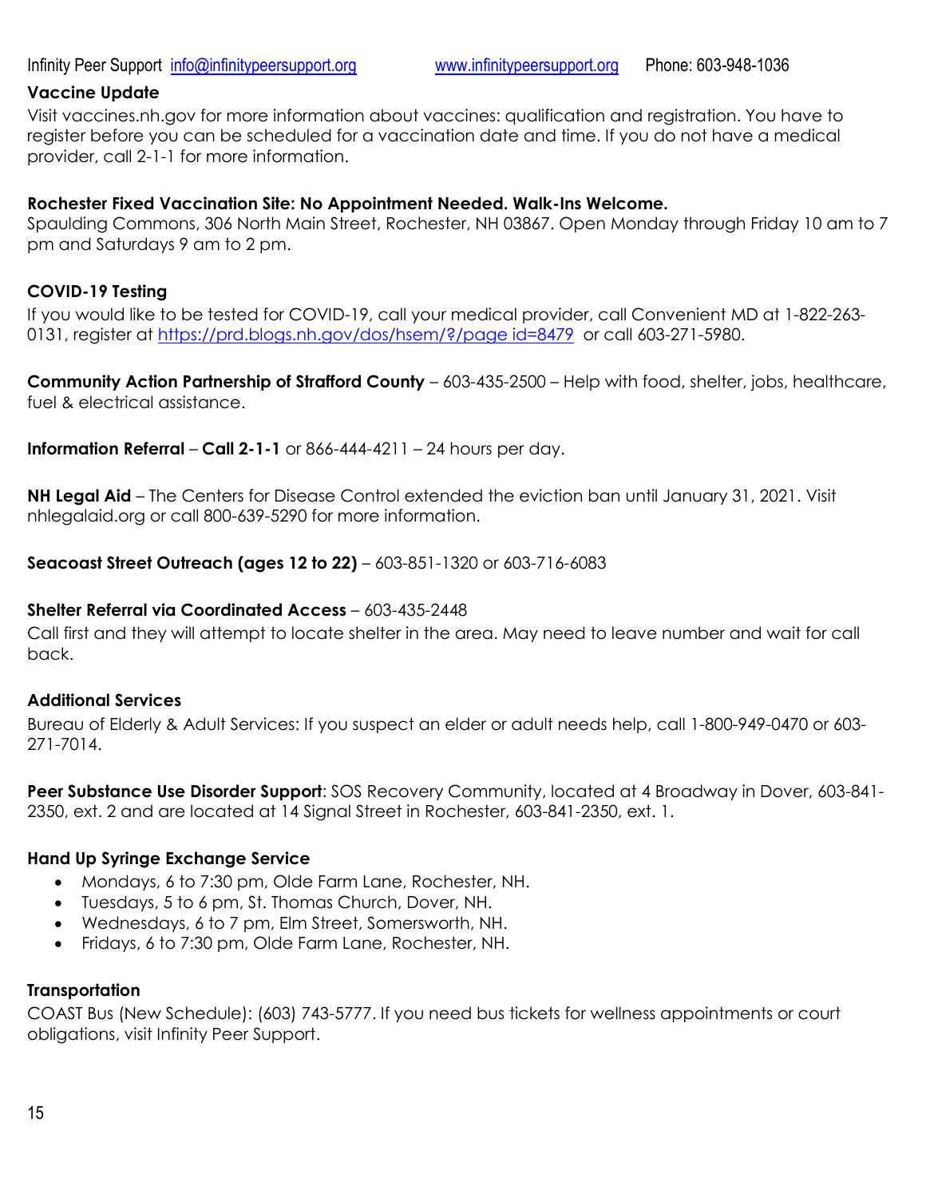### Vaccine Update

Visit vaccines.nh.gov for more information about vaccines: qualification and registration. You have to register before you can be scheduled for a vaccination date and time. If you do not have a medical provider, call 2-1-1 for more information.

**Rochester Fixed Vaccination Site: No Appointment Needed. Walk-Ins Welcome.**
Spaulding Commons, 306 North Main Street, Rochester, NH 03867. Open Monday through Friday 10 am to 7 pm and Saturdays 9 am to 2 pm.

### COVID-19 Testing

If you would like to be tested for COVID-19, call your medical provider, call Convenient MD at 1-822-263-0131, register at https://prd.blogs.nh.gov/dos/hsem/?/page id=8479 or call 603-271-5980.

**Community Action Partnership of Strafford County** – 603-435-2500 – Help with food, shelter, jobs, healthcare, fuel & electrical assistance.

**Information Referral** – **Call 2-1-1** or 866-444-4211 – 24 hours per day.

**NH Legal Aid** – The Centers for Disease Control extended the eviction ban until January 31, 2021. Visit nhlegalaid.org or call 800-639-5290 for more information.

**Seacoast Street Outreach (ages 12 to 22)** – 603-851-1320 or 603-716-6083

**Shelter Referral via Coordinated Access** – 603-435-2448
Call first and they will attempt to locate shelter in the area. May need to leave number and wait for call back.

### Additional Services

Bureau of Elderly & Adult Services: If you suspect an elder or adult needs help, call 1-800-949-0470 or 603-271-7014.

**Peer Substance Use Disorder Support**: SOS Recovery Community, located at 4 Broadway in Dover, 603-841-2350, ext. 2 and are located at 14 Signal Street in Rochester, 603-841-2350, ext. 1.

### Hand Up Syringe Exchange Service

- Mondays, 6 to 7:30 pm, Olde Farm Lane, Rochester, NH.
- Tuesdays, 5 to 6 pm, St. Thomas Church, Dover, NH.
- Wednesdays, 6 to 7 pm, Elm Street, Somersworth, NH.
- Fridays, 6 to 7:30 pm, Olde Farm Lane, Rochester, NH.

### Transportation

COAST Bus (New Schedule): (603) 743-5777. If you need bus tickets for wellness appointments or court obligations, visit Infinity Peer Support.